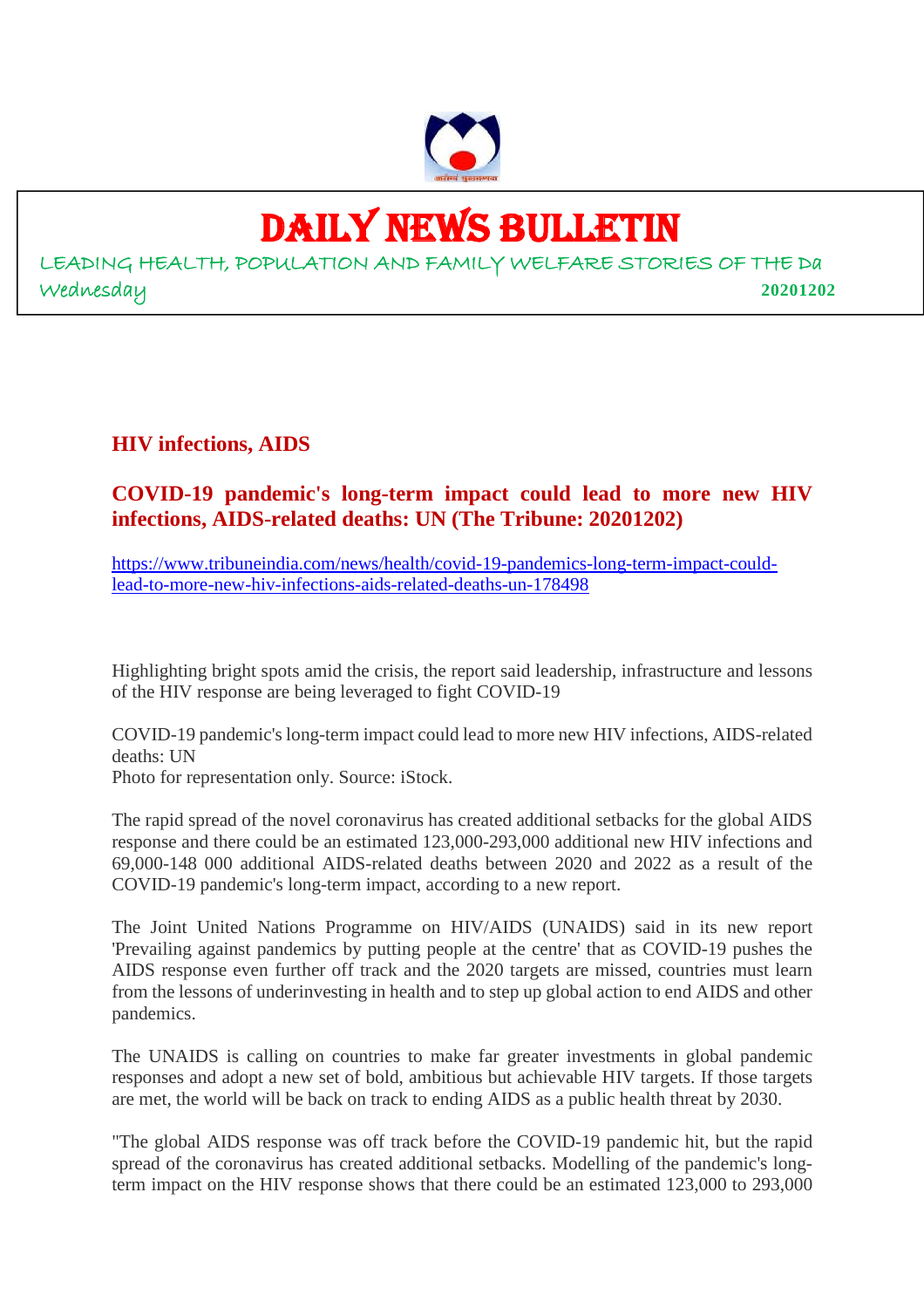# DAILY NEWS BULLETIN

LEADING HEALTH, POPULATION AND FAMILY WELFARE STORIES OF THE Da

Wednesday **20201202**

## HIV infections, AIDS

### COVID-19 pandemic's long-term impact could lead to more new HIV infections, AIDS-related deaths: UN (The Tribune: 20201202)

https://www.tribuneindia.com/news/health/covid-19-pandemics-long-term-impact-could-lead-to-more-new-hiv-infections-aids-related-deaths-un-178498

Highlighting bright spots amid the crisis, the report said leadership, infrastructure and lessons of the HIV response are being leveraged to fight COVID-19

COVID-19 pandemic's long-term impact could lead to more new HIV infections, AIDS-related deaths: UN
Photo for representation only. Source: iStock.

The rapid spread of the novel coronavirus has created additional setbacks for the global AIDS response and there could be an estimated 123,000-293,000 additional new HIV infections and 69,000-148 000 additional AIDS-related deaths between 2020 and 2022 as a result of the COVID-19 pandemic's long-term impact, according to a new report.

The Joint United Nations Programme on HIV/AIDS (UNAIDS) said in its new report 'Prevailing against pandemics by putting people at the centre' that as COVID-19 pushes the AIDS response even further off track and the 2020 targets are missed, countries must learn from the lessons of underinvesting in health and to step up global action to end AIDS and other pandemics.

The UNAIDS is calling on countries to make far greater investments in global pandemic responses and adopt a new set of bold, ambitious but achievable HIV targets. If those targets are met, the world will be back on track to ending AIDS as a public health threat by 2030.

"The global AIDS response was off track before the COVID-19 pandemic hit, but the rapid spread of the coronavirus has created additional setbacks. Modelling of the pandemic's long-term impact on the HIV response shows that there could be an estimated 123,000 to 293,000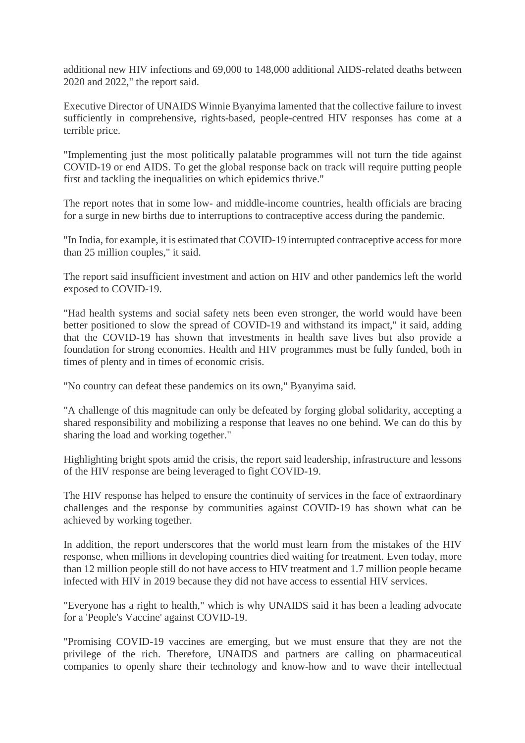additional new HIV infections and 69,000 to 148,000 additional AIDS-related deaths between 2020 and 2022," the report said.

Executive Director of UNAIDS Winnie Byanyima lamented that the collective failure to invest sufficiently in comprehensive, rights-based, people-centred HIV responses has come at a terrible price.

"Implementing just the most politically palatable programmes will not turn the tide against COVID-19 or end AIDS. To get the global response back on track will require putting people first and tackling the inequalities on which epidemics thrive."

The report notes that in some low- and middle-income countries, health officials are bracing for a surge in new births due to interruptions to contraceptive access during the pandemic.

"In India, for example, it is estimated that COVID-19 interrupted contraceptive access for more than 25 million couples," it said.

The report said insufficient investment and action on HIV and other pandemics left the world exposed to COVID-19.

"Had health systems and social safety nets been even stronger, the world would have been better positioned to slow the spread of COVID-19 and withstand its impact," it said, adding that the COVID-19 has shown that investments in health save lives but also provide a foundation for strong economies. Health and HIV programmes must be fully funded, both in times of plenty and in times of economic crisis.

"No country can defeat these pandemics on its own," Byanyima said.

"A challenge of this magnitude can only be defeated by forging global solidarity, accepting a shared responsibility and mobilizing a response that leaves no one behind. We can do this by sharing the load and working together."

Highlighting bright spots amid the crisis, the report said leadership, infrastructure and lessons of the HIV response are being leveraged to fight COVID-19.

The HIV response has helped to ensure the continuity of services in the face of extraordinary challenges and the response by communities against COVID-19 has shown what can be achieved by working together.

In addition, the report underscores that the world must learn from the mistakes of the HIV response, when millions in developing countries died waiting for treatment. Even today, more than 12 million people still do not have access to HIV treatment and 1.7 million people became infected with HIV in 2019 because they did not have access to essential HIV services.

"Everyone has a right to health," which is why UNAIDS said it has been a leading advocate for a 'People's Vaccine' against COVID-19.

"Promising COVID-19 vaccines are emerging, but we must ensure that they are not the privilege of the rich. Therefore, UNAIDS and partners are calling on pharmaceutical companies to openly share their technology and know-how and to wave their intellectual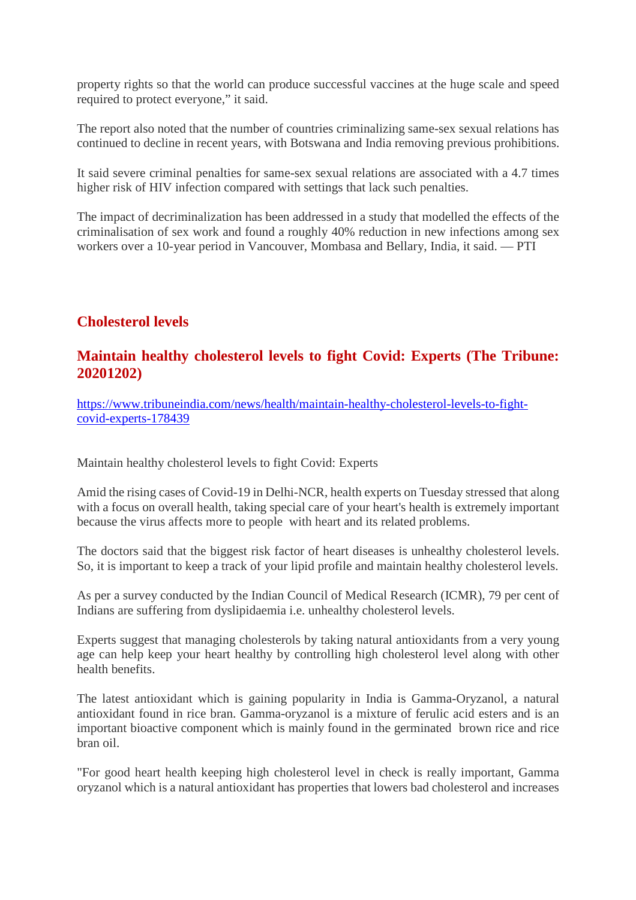property rights so that the world can produce successful vaccines at the huge scale and speed required to protect everyone," it said.

The report also noted that the number of countries criminalizing same-sex sexual relations has continued to decline in recent years, with Botswana and India removing previous prohibitions.

It said severe criminal penalties for same-sex sexual relations are associated with a 4.7 times higher risk of HIV infection compared with settings that lack such penalties.

The impact of decriminalization has been addressed in a study that modelled the effects of the criminalisation of sex work and found a roughly 40% reduction in new infections among sex workers over a 10-year period in Vancouver, Mombasa and Bellary, India, it said. — PTI

## Cholesterol levels

### Maintain healthy cholesterol levels to fight Covid: Experts (The Tribune: 20201202)

https://www.tribuneindia.com/news/health/maintain-healthy-cholesterol-levels-to-fight-covid-experts-178439

Maintain healthy cholesterol levels to fight Covid: Experts

Amid the rising cases of Covid-19 in Delhi-NCR, health experts on Tuesday stressed that along with a focus on overall health, taking special care of your heart's health is extremely important because the virus affects more to people with heart and its related problems.

The doctors said that the biggest risk factor of heart diseases is unhealthy cholesterol levels. So, it is important to keep a track of your lipid profile and maintain healthy cholesterol levels.

As per a survey conducted by the Indian Council of Medical Research (ICMR), 79 per cent of Indians are suffering from dyslipidaemia i.e. unhealthy cholesterol levels.

Experts suggest that managing cholesterols by taking natural antioxidants from a very young age can help keep your heart healthy by controlling high cholesterol level along with other health benefits.

The latest antioxidant which is gaining popularity in India is Gamma-Oryzanol, a natural antioxidant found in rice bran. Gamma-oryzanol is a mixture of ferulic acid esters and is an important bioactive component which is mainly found in the germinated brown rice and rice bran oil.

"For good heart health keeping high cholesterol level in check is really important, Gamma oryzanol which is a natural antioxidant has properties that lowers bad cholesterol and increases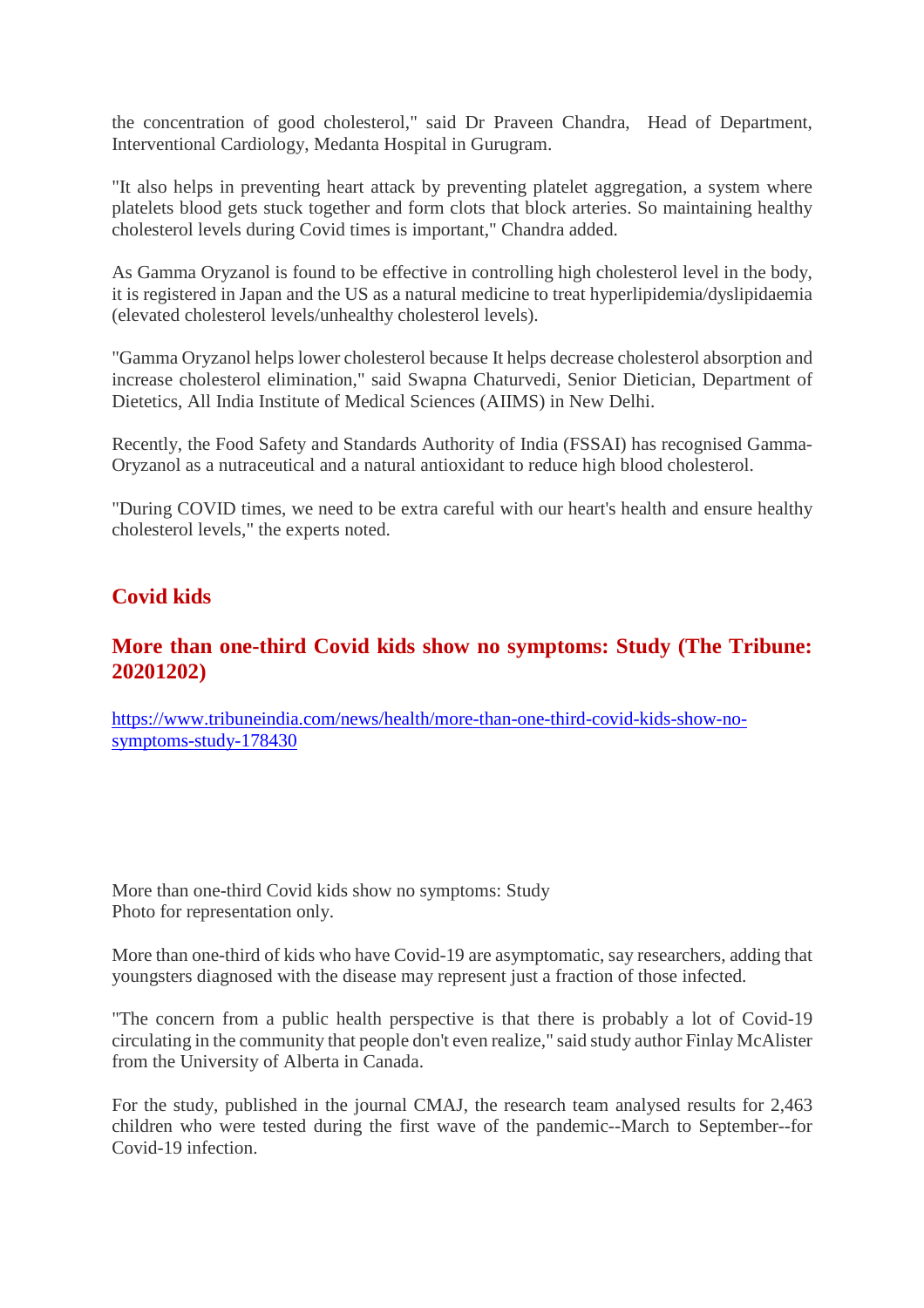the concentration of good cholesterol," said Dr Praveen Chandra, Head of Department, Interventional Cardiology, Medanta Hospital in Gurugram.

"It also helps in preventing heart attack by preventing platelet aggregation, a system where platelets blood gets stuck together and form clots that block arteries. So maintaining healthy cholesterol levels during Covid times is important," Chandra added.

As Gamma Oryzanol is found to be effective in controlling high cholesterol level in the body, it is registered in Japan and the US as a natural medicine to treat hyperlipidemia/dyslipidaemia (elevated cholesterol levels/unhealthy cholesterol levels).

"Gamma Oryzanol helps lower cholesterol because It helps decrease cholesterol absorption and increase cholesterol elimination," said Swapna Chaturvedi, Senior Dietician, Department of Dietetics, All India Institute of Medical Sciences (AIIMS) in New Delhi.

Recently, the Food Safety and Standards Authority of India (FSSAI) has recognised Gamma-Oryzanol as a nutraceutical and a natural antioxidant to reduce high blood cholesterol.

"During COVID times, we need to be extra careful with our heart's health and ensure healthy cholesterol levels," the experts noted.

## Covid kids

### More than one-third Covid kids show no symptoms: Study (The Tribune: 20201202)

https://www.tribuneindia.com/news/health/more-than-one-third-covid-kids-show-no-symptoms-study-178430

More than one-third Covid kids show no symptoms: Study
Photo for representation only.

More than one-third of kids who have Covid-19 are asymptomatic, say researchers, adding that youngsters diagnosed with the disease may represent just a fraction of those infected.

"The concern from a public health perspective is that there is probably a lot of Covid-19 circulating in the community that people don't even realize," said study author Finlay McAlister from the University of Alberta in Canada.

For the study, published in the journal CMAJ, the research team analysed results for 2,463 children who were tested during the first wave of the pandemic--March to September--for Covid-19 infection.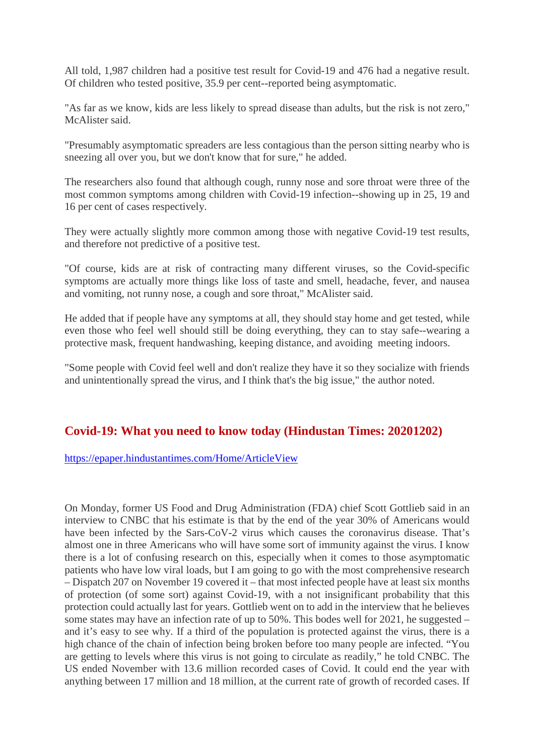All told, 1,987 children had a positive test result for Covid-19 and 476 had a negative result. Of children who tested positive, 35.9 per cent--reported being asymptomatic.

"As far as we know, kids are less likely to spread disease than adults, but the risk is not zero," McAlister said.

"Presumably asymptomatic spreaders are less contagious than the person sitting nearby who is sneezing all over you, but we don't know that for sure," he added.

The researchers also found that although cough, runny nose and sore throat were three of the most common symptoms among children with Covid-19 infection--showing up in 25, 19 and 16 per cent of cases respectively.

They were actually slightly more common among those with negative Covid-19 test results, and therefore not predictive of a positive test.

"Of course, kids are at risk of contracting many different viruses, so the Covid-specific symptoms are actually more things like loss of taste and smell, headache, fever, and nausea and vomiting, not runny nose, a cough and sore throat," McAlister said.

He added that if people have any symptoms at all, they should stay home and get tested, while even those who feel well should still be doing everything, they can to stay safe--wearing a protective mask, frequent handwashing, keeping distance, and avoiding meeting indoors.

"Some people with Covid feel well and don't realize they have it so they socialize with friends and unintentionally spread the virus, and I think that's the big issue," the author noted.

## Covid-19: What you need to know today (Hindustan Times: 20201202)

https://epaper.hindustantimes.com/Home/ArticleView

On Monday, former US Food and Drug Administration (FDA) chief Scott Gottlieb said in an interview to CNBC that his estimate is that by the end of the year 30% of Americans would have been infected by the Sars-CoV-2 virus which causes the coronavirus disease. That's almost one in three Americans who will have some sort of immunity against the virus. I know there is a lot of confusing research on this, especially when it comes to those asymptomatic patients who have low viral loads, but I am going to go with the most comprehensive research – Dispatch 207 on November 19 covered it – that most infected people have at least six months of protection (of some sort) against Covid-19, with a not insignificant probability that this protection could actually last for years. Gottlieb went on to add in the interview that he believes some states may have an infection rate of up to 50%. This bodes well for 2021, he suggested – and it's easy to see why. If a third of the population is protected against the virus, there is a high chance of the chain of infection being broken before too many people are infected. "You are getting to levels where this virus is not going to circulate as readily," he told CNBC. The US ended November with 13.6 million recorded cases of Covid. It could end the year with anything between 17 million and 18 million, at the current rate of growth of recorded cases. If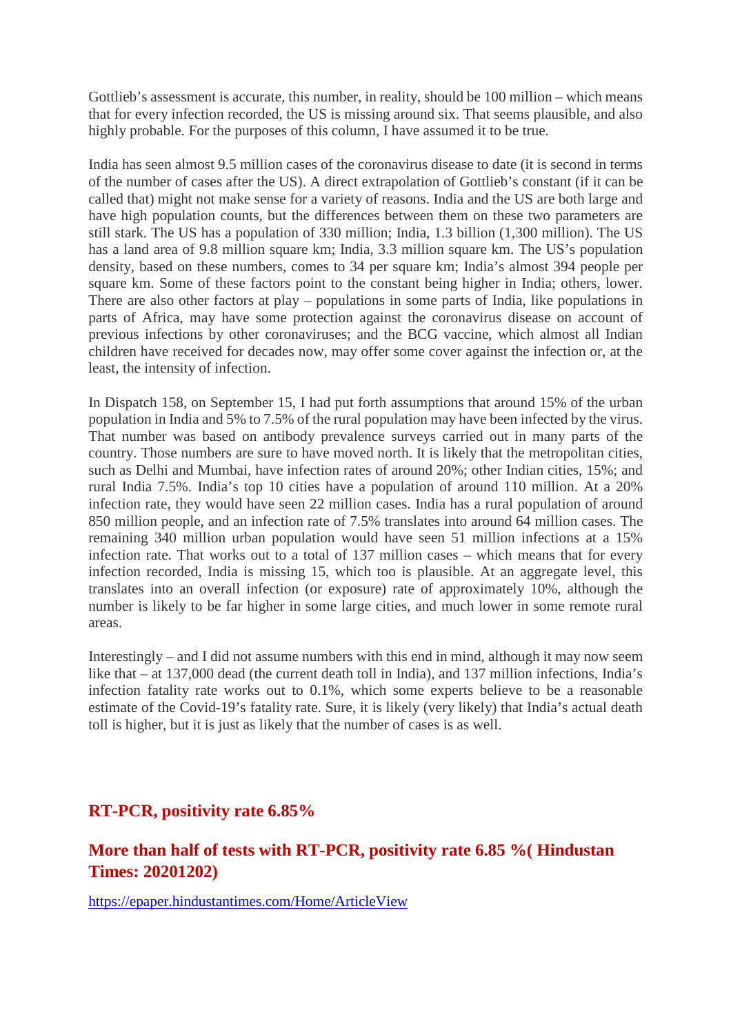Gottlieb's assessment is accurate, this number, in reality, should be 100 million – which means that for every infection recorded, the US is missing around six. That seems plausible, and also highly probable. For the purposes of this column, I have assumed it to be true.

India has seen almost 9.5 million cases of the coronavirus disease to date (it is second in terms of the number of cases after the US). A direct extrapolation of Gottlieb's constant (if it can be called that) might not make sense for a variety of reasons. India and the US are both large and have high population counts, but the differences between them on these two parameters are still stark. The US has a population of 330 million; India, 1.3 billion (1,300 million). The US has a land area of 9.8 million square km; India, 3.3 million square km. The US's population density, based on these numbers, comes to 34 per square km; India's almost 394 people per square km. Some of these factors point to the constant being higher in India; others, lower. There are also other factors at play – populations in some parts of India, like populations in parts of Africa, may have some protection against the coronavirus disease on account of previous infections by other coronaviruses; and the BCG vaccine, which almost all Indian children have received for decades now, may offer some cover against the infection or, at the least, the intensity of infection.

In Dispatch 158, on September 15, I had put forth assumptions that around 15% of the urban population in India and 5% to 7.5% of the rural population may have been infected by the virus. That number was based on antibody prevalence surveys carried out in many parts of the country. Those numbers are sure to have moved north. It is likely that the metropolitan cities, such as Delhi and Mumbai, have infection rates of around 20%; other Indian cities, 15%; and rural India 7.5%. India's top 10 cities have a population of around 110 million. At a 20% infection rate, they would have seen 22 million cases. India has a rural population of around 850 million people, and an infection rate of 7.5% translates into around 64 million cases. The remaining 340 million urban population would have seen 51 million infections at a 15% infection rate. That works out to a total of 137 million cases – which means that for every infection recorded, India is missing 15, which too is plausible. At an aggregate level, this translates into an overall infection (or exposure) rate of approximately 10%, although the number is likely to be far higher in some large cities, and much lower in some remote rural areas.

Interestingly – and I did not assume numbers with this end in mind, although it may now seem like that – at 137,000 dead (the current death toll in India), and 137 million infections, India's infection fatality rate works out to 0.1%, which some experts believe to be a reasonable estimate of the Covid-19's fatality rate. Sure, it is likely (very likely) that India's actual death toll is higher, but it is just as likely that the number of cases is as well.

## RT-PCR, positivity rate 6.85%

## More than half of tests with RT-PCR, positivity rate 6.85 %( Hindustan Times: 20201202)

https://epaper.hindustantimes.com/Home/ArticleView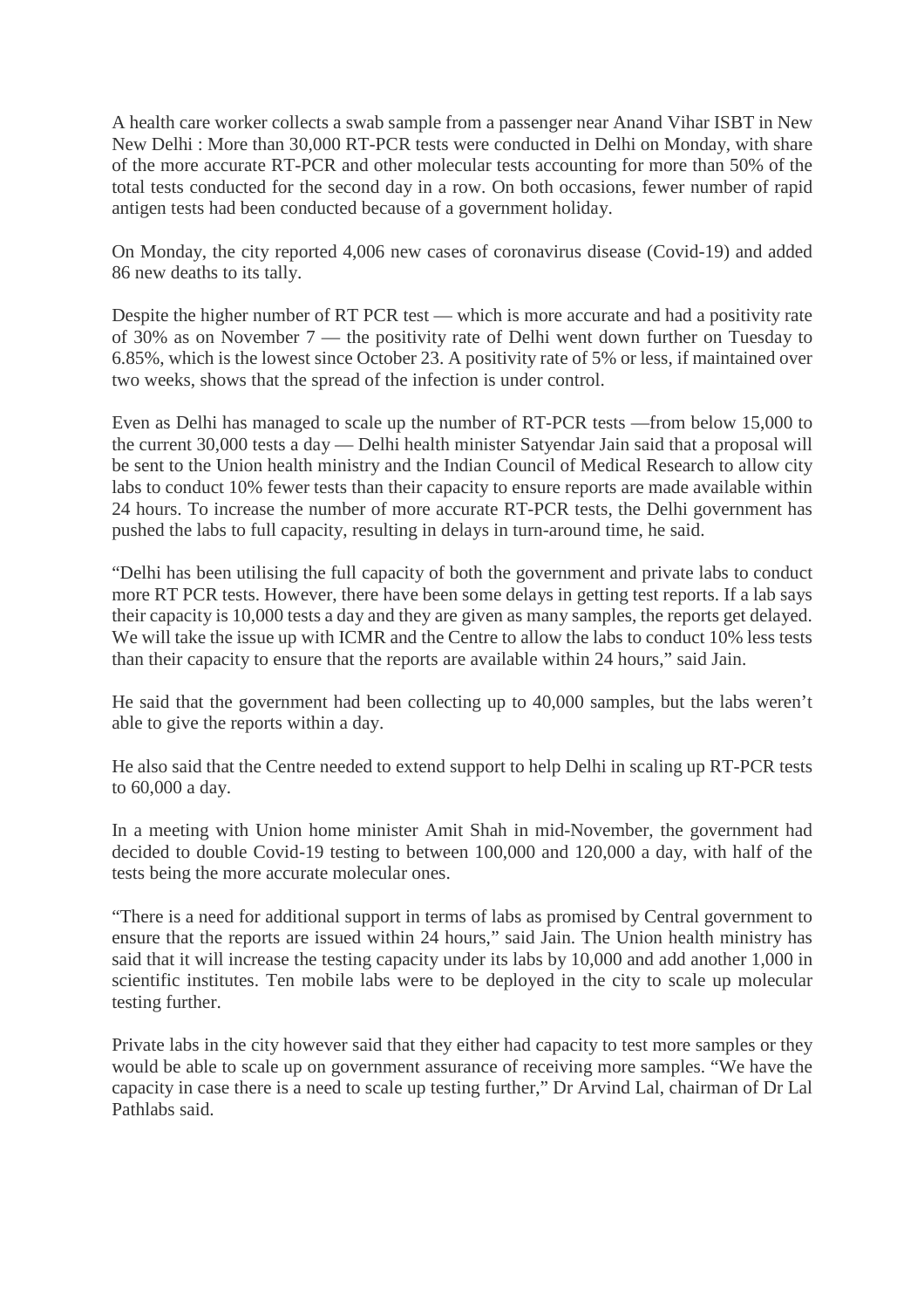A health care worker collects a swab sample from a passenger near Anand Vihar ISBT in New New Delhi : More than 30,000 RT-PCR tests were conducted in Delhi on Monday, with share of the more accurate RT-PCR and other molecular tests accounting for more than 50% of the total tests conducted for the second day in a row. On both occasions, fewer number of rapid antigen tests had been conducted because of a government holiday.

On Monday, the city reported 4,006 new cases of coronavirus disease (Covid-19) and added 86 new deaths to its tally.

Despite the higher number of RT PCR test — which is more accurate and had a positivity rate of 30% as on November 7 — the positivity rate of Delhi went down further on Tuesday to 6.85%, which is the lowest since October 23. A positivity rate of 5% or less, if maintained over two weeks, shows that the spread of the infection is under control.

Even as Delhi has managed to scale up the number of RT-PCR tests —from below 15,000 to the current 30,000 tests a day — Delhi health minister Satyendar Jain said that a proposal will be sent to the Union health ministry and the Indian Council of Medical Research to allow city labs to conduct 10% fewer tests than their capacity to ensure reports are made available within 24 hours. To increase the number of more accurate RT-PCR tests, the Delhi government has pushed the labs to full capacity, resulting in delays in turn-around time, he said.

"Delhi has been utilising the full capacity of both the government and private labs to conduct more RT PCR tests. However, there have been some delays in getting test reports. If a lab says their capacity is 10,000 tests a day and they are given as many samples, the reports get delayed. We will take the issue up with ICMR and the Centre to allow the labs to conduct 10% less tests than their capacity to ensure that the reports are available within 24 hours," said Jain.

He said that the government had been collecting up to 40,000 samples, but the labs weren't able to give the reports within a day.

He also said that the Centre needed to extend support to help Delhi in scaling up RT-PCR tests to 60,000 a day.

In a meeting with Union home minister Amit Shah in mid-November, the government had decided to double Covid-19 testing to between 100,000 and 120,000 a day, with half of the tests being the more accurate molecular ones.

"There is a need for additional support in terms of labs as promised by Central government to ensure that the reports are issued within 24 hours," said Jain. The Union health ministry has said that it will increase the testing capacity under its labs by 10,000 and add another 1,000 in scientific institutes. Ten mobile labs were to be deployed in the city to scale up molecular testing further.

Private labs in the city however said that they either had capacity to test more samples or they would be able to scale up on government assurance of receiving more samples. "We have the capacity in case there is a need to scale up testing further," Dr Arvind Lal, chairman of Dr Lal Pathlabs said.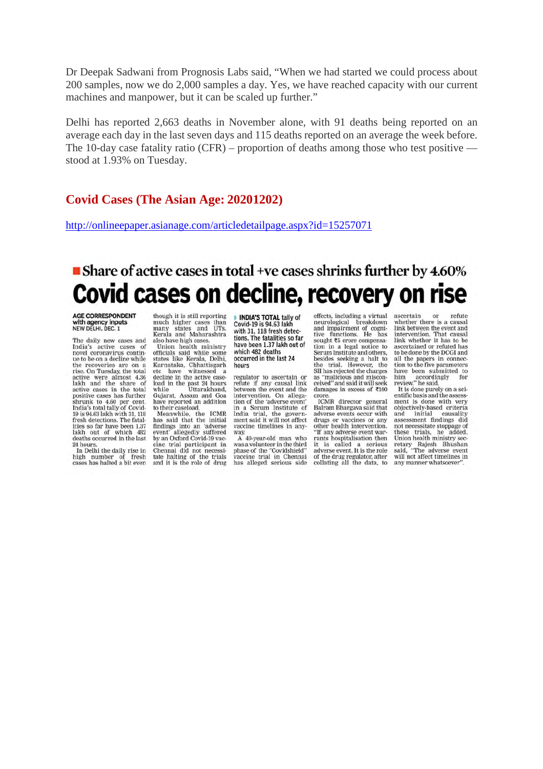Dr Deepak Sadwani from Prognosis Labs said, "When we had started we could process about 200 samples, now we do 2,000 samples a day. Yes, we have reached capacity with our current machines and manpower, but it can be scaled up further."

Delhi has reported 2,663 deaths in November alone, with 91 deaths being reported on an average each day in the last seven days and 115 deaths reported on an average the week before. The 10-day case fatality ratio (CFR) – proportion of deaths among those who test positive — stood at 1.93% on Tuesday.

## Covid Cases (The Asian Age: 20201202)

http://onlineepaper.asianage.com/articledetailpage.aspx?id=15257071

### Share of active cases in total +ve cases shrinks further by 4.60%

# Covid cases on decline, recovery on rise

**AGE CORRESPONDENT**
**with agency inputs**
**NEW DELHI, DEC. 1**

The daily new cases and India's active cases of novel coronavirus continue to be on a decline while the recoveries are on a rise. On Tuesday, the total active were almost 4.36 lakh and the share of active cases in the total positive cases has further shrunk to 4.60 per cent. India's total tally of Covid-19 is 94.63 lakh with 31,118 fresh detections. The fatalities so far have been 1.37 lakh out of which 482 deaths occurred in the last 24 hours.

In Delhi the daily rise in high number of fresh cases has halted a bit even though it is still reporting much higher cases than many states and UTs. Kerala and Maharashtra also have high cases.

Union health ministry officials said while some states like Kerala, Delhi, Karnataka, Chhattisgarh etc have witnessed a decline in the active caseload in the past 24 hours while Uttarakhand, Gujarat, Assam and Goa have reported an addition to their caseload.

Meanwhile, the ICMR has said that the initial findings into an 'adverse event' allegedly suffered by an Oxford Covid-19 vaccine trial participant in Chennai did not necessitate halting of the trials and it is the role of drug regulator to ascertain or refute if any causal link between the event and the intervention. On allegation of the 'adverse event' in a Serum Institute of India trial, the government said it will not affect vaccine timelines in any way.

> **INDIA'S TOTAL** tally of Covid-19 is 94.63 lakh with 31,118 fresh detections. The fatalities so far have been 1.37 lakh out of which 482 deaths occurred in the last 24 hours

A 40-year-old man who was a volunteer in the third phase of the "Covidshield" vaccine trial in Chennai has alleged serious side effects, including a virtual neurological breakdown and impairment of cognitive functions. He has sought ₹5 crore compensation in a legal notice to Serum Institute and others, besides seeking a halt to the trial. However, the SII has rejected the charges as "malicious and misconceived" and said it will seek damages in excess of ₹100 crore.

ICMR director general Balram Bhargava said that adverse events occur with drugs or vaccines or any other health intervention. "If any adverse event warrants hospitalisation then it is called a serious adverse event. It is the role of the drug regulator, after collating all the data, to ascertain or refute whether there is a causal link between the event and intervention. That causal link whether it has to be ascertained or refuted has to be done by the DCGI and all the papers in connection to the five parameters have been submitted to him accordingly for review," he said.

It is done purely on a scientific basis and the assessment is done with very objectively-based criteria and initial causality assessment findings did not necessitate stoppage of these trials, he added. Union health ministry secretary Rajesh Bhushan said, "The adverse event will not affect timelines in any manner whatsoever".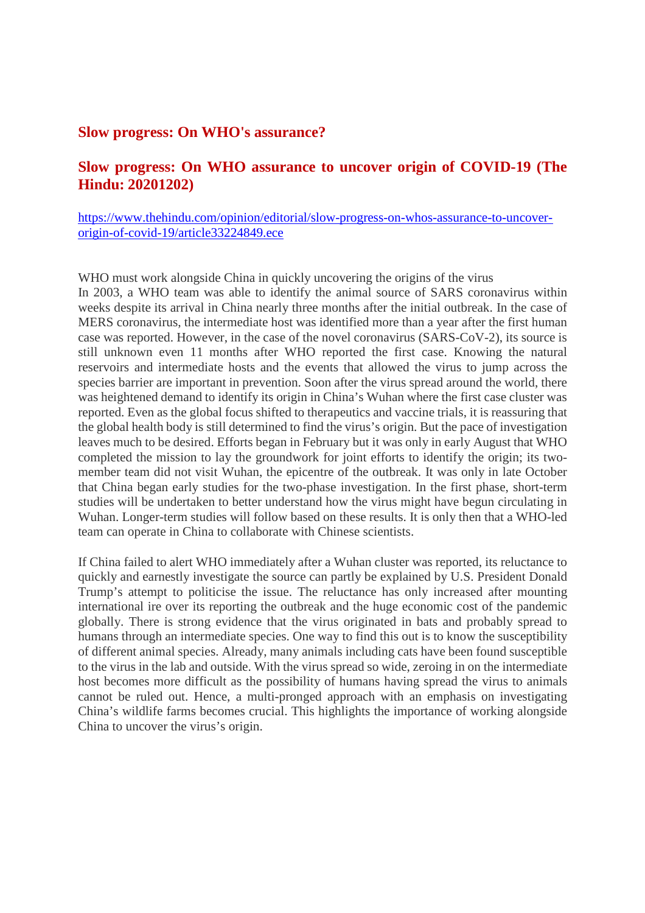## Slow progress: On WHO's assurance?

## Slow progress: On WHO assurance to uncover origin of COVID-19 (The Hindu: 20201202)

https://www.thehindu.com/opinion/editorial/slow-progress-on-whos-assurance-to-uncover-origin-of-covid-19/article33224849.ece

WHO must work alongside China in quickly uncovering the origins of the virus

In 2003, a WHO team was able to identify the animal source of SARS coronavirus within weeks despite its arrival in China nearly three months after the initial outbreak. In the case of MERS coronavirus, the intermediate host was identified more than a year after the first human case was reported. However, in the case of the novel coronavirus (SARS-CoV-2), its source is still unknown even 11 months after WHO reported the first case. Knowing the natural reservoirs and intermediate hosts and the events that allowed the virus to jump across the species barrier are important in prevention. Soon after the virus spread around the world, there was heightened demand to identify its origin in China's Wuhan where the first case cluster was reported. Even as the global focus shifted to therapeutics and vaccine trials, it is reassuring that the global health body is still determined to find the virus's origin. But the pace of investigation leaves much to be desired. Efforts began in February but it was only in early August that WHO completed the mission to lay the groundwork for joint efforts to identify the origin; its two-member team did not visit Wuhan, the epicentre of the outbreak. It was only in late October that China began early studies for the two-phase investigation. In the first phase, short-term studies will be undertaken to better understand how the virus might have begun circulating in Wuhan. Longer-term studies will follow based on these results. It is only then that a WHO-led team can operate in China to collaborate with Chinese scientists.

If China failed to alert WHO immediately after a Wuhan cluster was reported, its reluctance to quickly and earnestly investigate the source can partly be explained by U.S. President Donald Trump's attempt to politicise the issue. The reluctance has only increased after mounting international ire over its reporting the outbreak and the huge economic cost of the pandemic globally. There is strong evidence that the virus originated in bats and probably spread to humans through an intermediate species. One way to find this out is to know the susceptibility of different animal species. Already, many animals including cats have been found susceptible to the virus in the lab and outside. With the virus spread so wide, zeroing in on the intermediate host becomes more difficult as the possibility of humans having spread the virus to animals cannot be ruled out. Hence, a multi-pronged approach with an emphasis on investigating China's wildlife farms becomes crucial. This highlights the importance of working alongside China to uncover the virus's origin.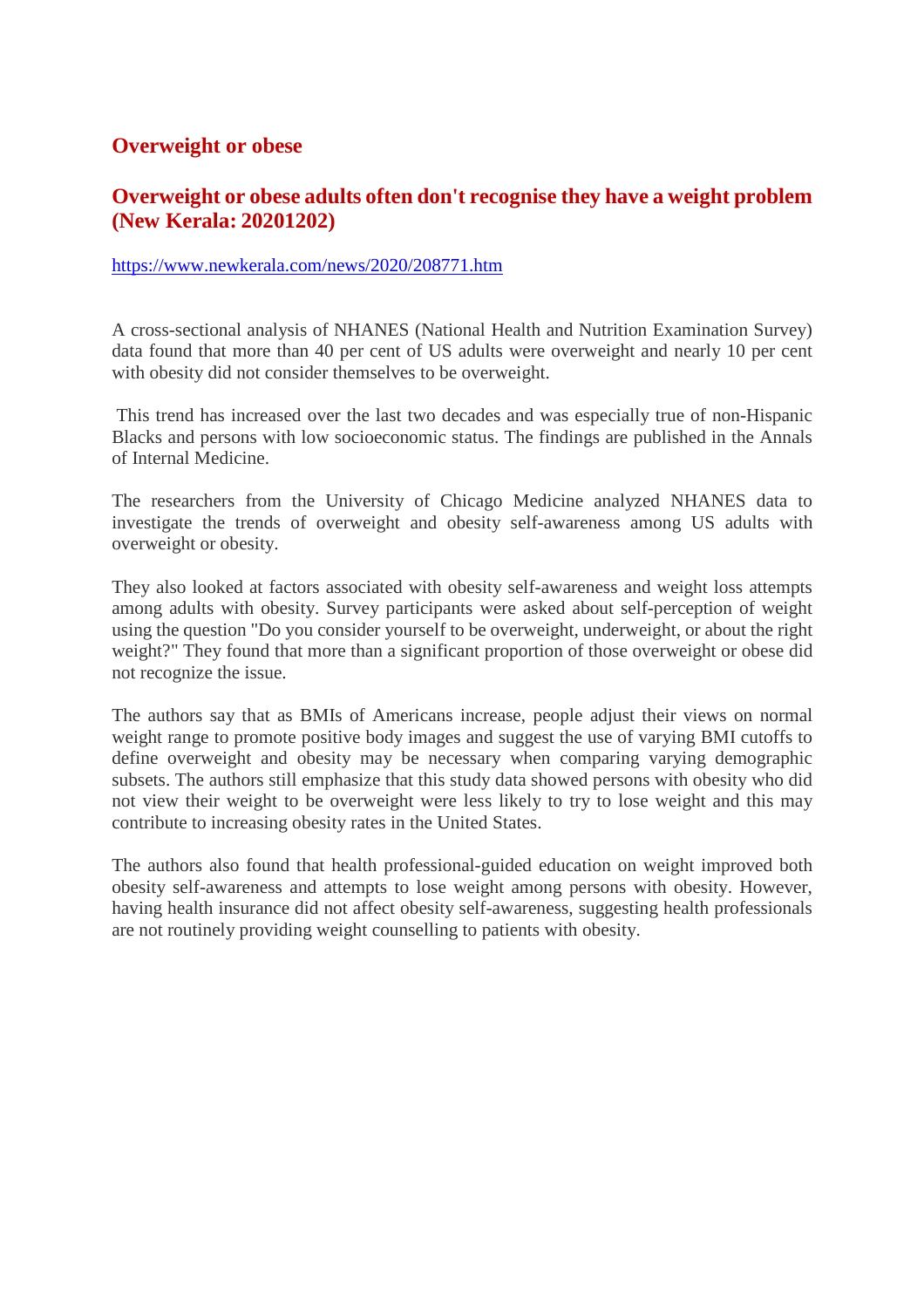## Overweight or obese

## Overweight or obese adults often don't recognise they have a weight problem (New Kerala: 20201202)

https://www.newkerala.com/news/2020/208771.htm

A cross-sectional analysis of NHANES (National Health and Nutrition Examination Survey) data found that more than 40 per cent of US adults were overweight and nearly 10 per cent with obesity did not consider themselves to be overweight.

This trend has increased over the last two decades and was especially true of non-Hispanic Blacks and persons with low socioeconomic status. The findings are published in the Annals of Internal Medicine.

The researchers from the University of Chicago Medicine analyzed NHANES data to investigate the trends of overweight and obesity self-awareness among US adults with overweight or obesity.

They also looked at factors associated with obesity self-awareness and weight loss attempts among adults with obesity. Survey participants were asked about self-perception of weight using the question "Do you consider yourself to be overweight, underweight, or about the right weight?" They found that more than a significant proportion of those overweight or obese did not recognize the issue.

The authors say that as BMIs of Americans increase, people adjust their views on normal weight range to promote positive body images and suggest the use of varying BMI cutoffs to define overweight and obesity may be necessary when comparing varying demographic subsets. The authors still emphasize that this study data showed persons with obesity who did not view their weight to be overweight were less likely to try to lose weight and this may contribute to increasing obesity rates in the United States.

The authors also found that health professional-guided education on weight improved both obesity self-awareness and attempts to lose weight among persons with obesity. However, having health insurance did not affect obesity self-awareness, suggesting health professionals are not routinely providing weight counselling to patients with obesity.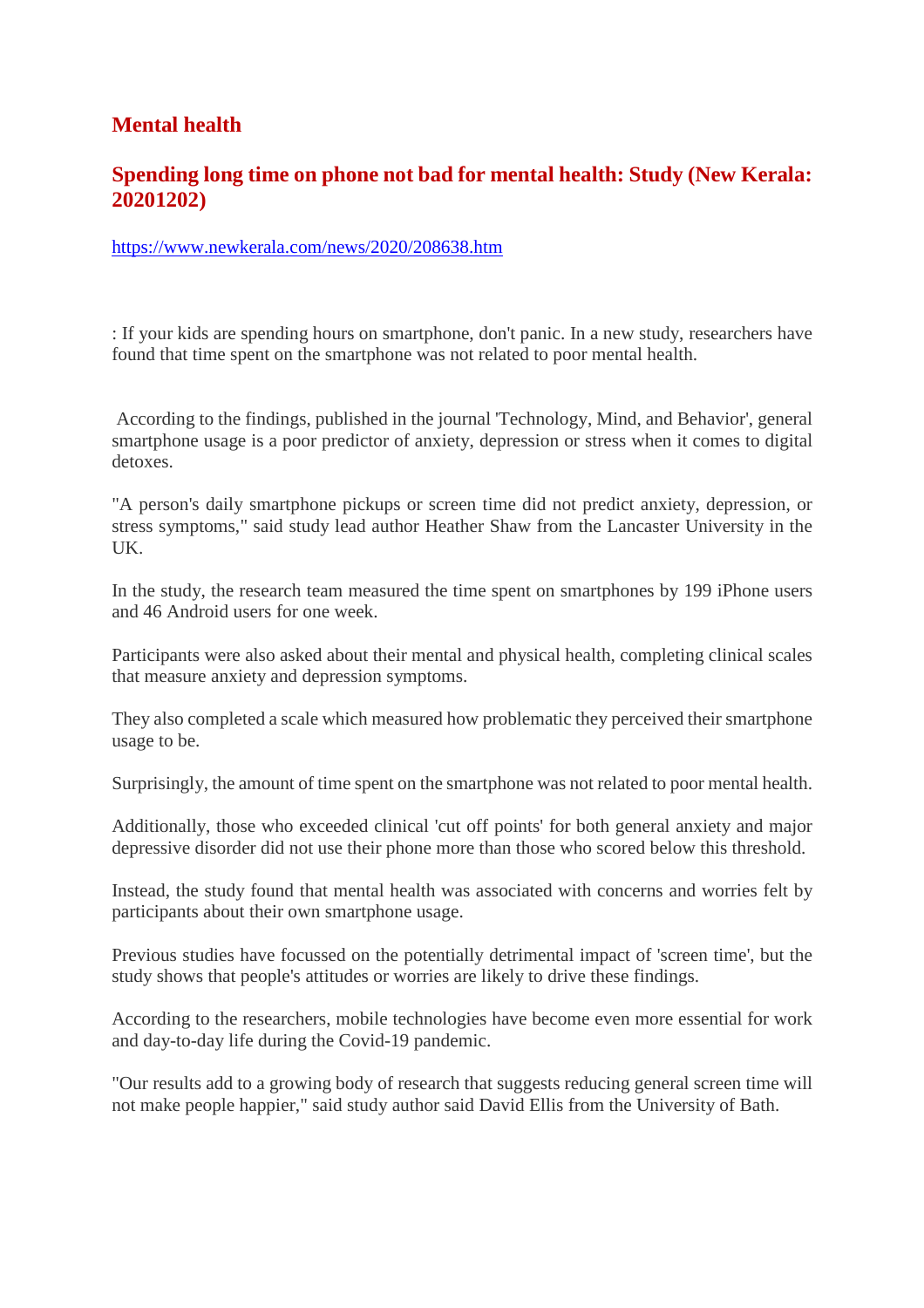## Mental health

### Spending long time on phone not bad for mental health: Study (New Kerala: 20201202)

https://www.newkerala.com/news/2020/208638.htm

: If your kids are spending hours on smartphone, don't panic. In a new study, researchers have found that time spent on the smartphone was not related to poor mental health.

According to the findings, published in the journal 'Technology, Mind, and Behavior', general smartphone usage is a poor predictor of anxiety, depression or stress when it comes to digital detoxes.

"A person's daily smartphone pickups or screen time did not predict anxiety, depression, or stress symptoms," said study lead author Heather Shaw from the Lancaster University in the UK.

In the study, the research team measured the time spent on smartphones by 199 iPhone users and 46 Android users for one week.

Participants were also asked about their mental and physical health, completing clinical scales that measure anxiety and depression symptoms.

They also completed a scale which measured how problematic they perceived their smartphone usage to be.

Surprisingly, the amount of time spent on the smartphone was not related to poor mental health.

Additionally, those who exceeded clinical 'cut off points' for both general anxiety and major depressive disorder did not use their phone more than those who scored below this threshold.

Instead, the study found that mental health was associated with concerns and worries felt by participants about their own smartphone usage.

Previous studies have focussed on the potentially detrimental impact of 'screen time', but the study shows that people's attitudes or worries are likely to drive these findings.

According to the researchers, mobile technologies have become even more essential for work and day-to-day life during the Covid-19 pandemic.

"Our results add to a growing body of research that suggests reducing general screen time will not make people happier," said study author said David Ellis from the University of Bath.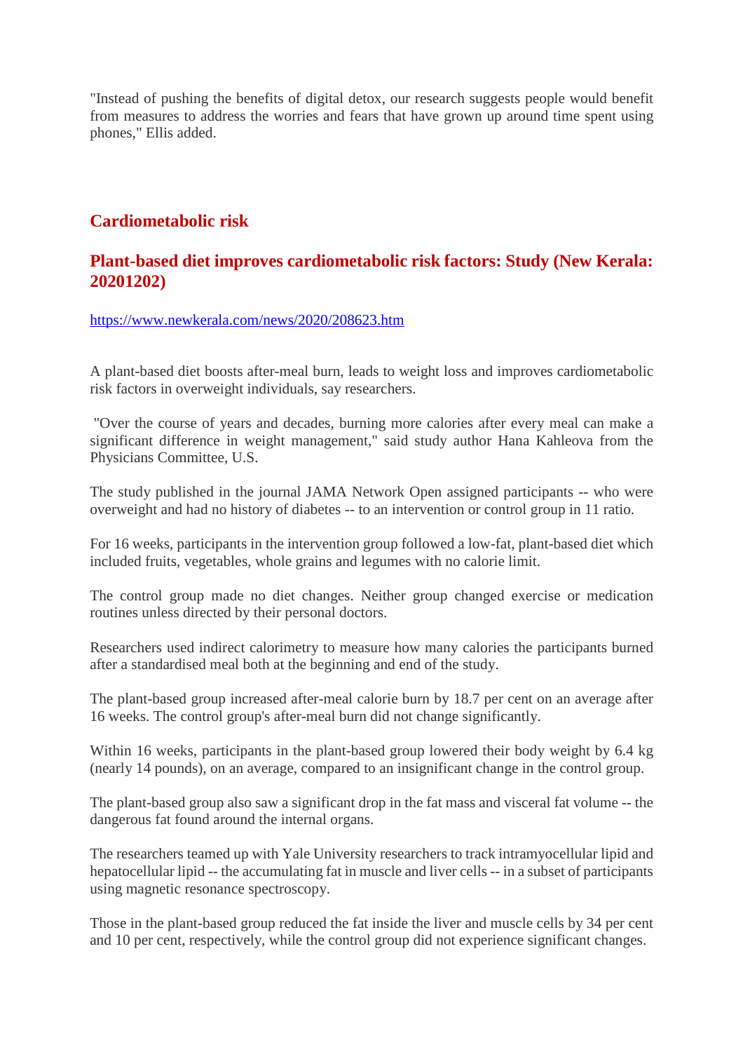"Instead of pushing the benefits of digital detox, our research suggests people would benefit from measures to address the worries and fears that have grown up around time spent using phones," Ellis added.

## Cardiometabolic risk

### Plant-based diet improves cardiometabolic risk factors: Study (New Kerala: 20201202)

https://www.newkerala.com/news/2020/208623.htm

A plant-based diet boosts after-meal burn, leads to weight loss and improves cardiometabolic risk factors in overweight individuals, say researchers.

"Over the course of years and decades, burning more calories after every meal can make a significant difference in weight management," said study author Hana Kahleova from the Physicians Committee, U.S.

The study published in the journal JAMA Network Open assigned participants -- who were overweight and had no history of diabetes -- to an intervention or control group in 11 ratio.

For 16 weeks, participants in the intervention group followed a low-fat, plant-based diet which included fruits, vegetables, whole grains and legumes with no calorie limit.

The control group made no diet changes. Neither group changed exercise or medication routines unless directed by their personal doctors.

Researchers used indirect calorimetry to measure how many calories the participants burned after a standardised meal both at the beginning and end of the study.

The plant-based group increased after-meal calorie burn by 18.7 per cent on an average after 16 weeks. The control group's after-meal burn did not change significantly.

Within 16 weeks, participants in the plant-based group lowered their body weight by 6.4 kg (nearly 14 pounds), on an average, compared to an insignificant change in the control group.

The plant-based group also saw a significant drop in the fat mass and visceral fat volume -- the dangerous fat found around the internal organs.

The researchers teamed up with Yale University researchers to track intramyocellular lipid and hepatocellular lipid -- the accumulating fat in muscle and liver cells -- in a subset of participants using magnetic resonance spectroscopy.

Those in the plant-based group reduced the fat inside the liver and muscle cells by 34 per cent and 10 per cent, respectively, while the control group did not experience significant changes.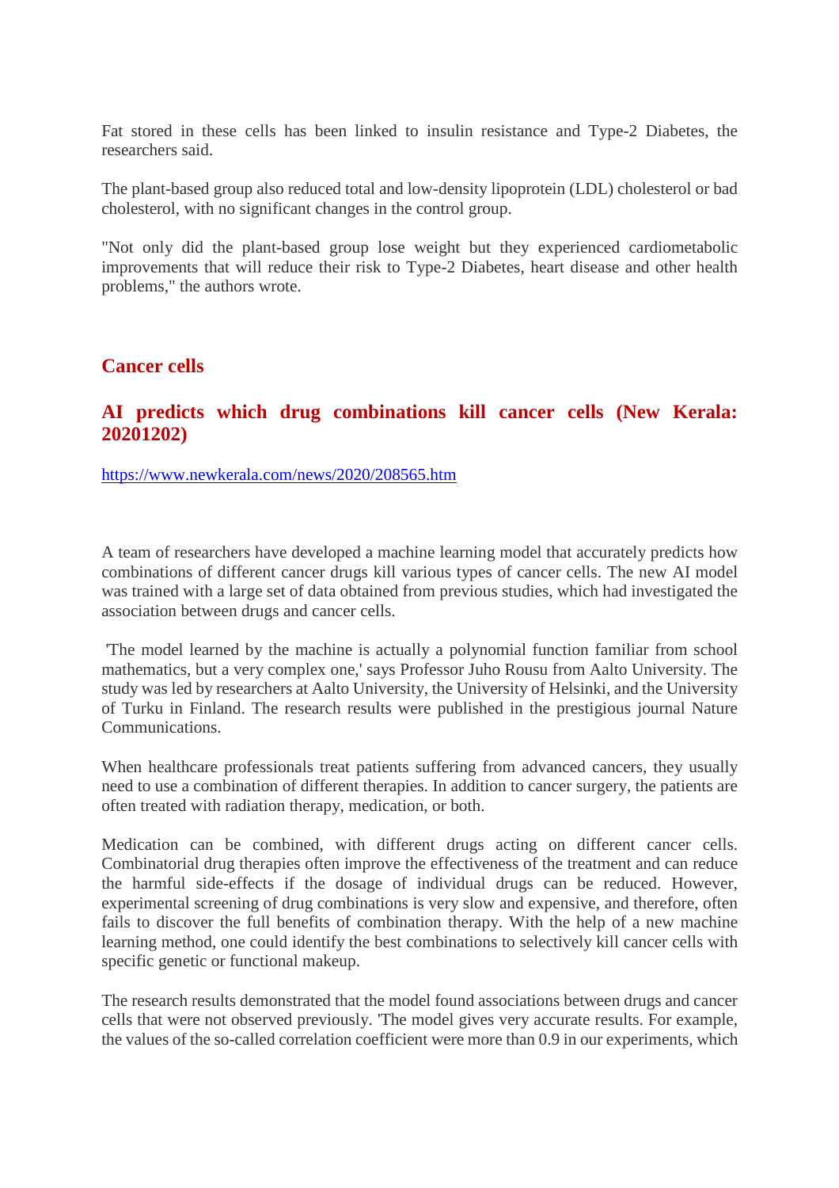Fat stored in these cells has been linked to insulin resistance and Type-2 Diabetes, the researchers said.

The plant-based group also reduced total and low-density lipoprotein (LDL) cholesterol or bad cholesterol, with no significant changes in the control group.

"Not only did the plant-based group lose weight but they experienced cardiometabolic improvements that will reduce their risk to Type-2 Diabetes, heart disease and other health problems," the authors wrote.

## Cancer cells

### AI predicts which drug combinations kill cancer cells (New Kerala: 20201202)

https://www.newkerala.com/news/2020/208565.htm

A team of researchers have developed a machine learning model that accurately predicts how combinations of different cancer drugs kill various types of cancer cells. The new AI model was trained with a large set of data obtained from previous studies, which had investigated the association between drugs and cancer cells.

'The model learned by the machine is actually a polynomial function familiar from school mathematics, but a very complex one,' says Professor Juho Rousu from Aalto University. The study was led by researchers at Aalto University, the University of Helsinki, and the University of Turku in Finland. The research results were published in the prestigious journal Nature Communications.

When healthcare professionals treat patients suffering from advanced cancers, they usually need to use a combination of different therapies. In addition to cancer surgery, the patients are often treated with radiation therapy, medication, or both.

Medication can be combined, with different drugs acting on different cancer cells. Combinatorial drug therapies often improve the effectiveness of the treatment and can reduce the harmful side-effects if the dosage of individual drugs can be reduced. However, experimental screening of drug combinations is very slow and expensive, and therefore, often fails to discover the full benefits of combination therapy. With the help of a new machine learning method, one could identify the best combinations to selectively kill cancer cells with specific genetic or functional makeup.

The research results demonstrated that the model found associations between drugs and cancer cells that were not observed previously. 'The model gives very accurate results. For example, the values of the so-called correlation coefficient were more than 0.9 in our experiments, which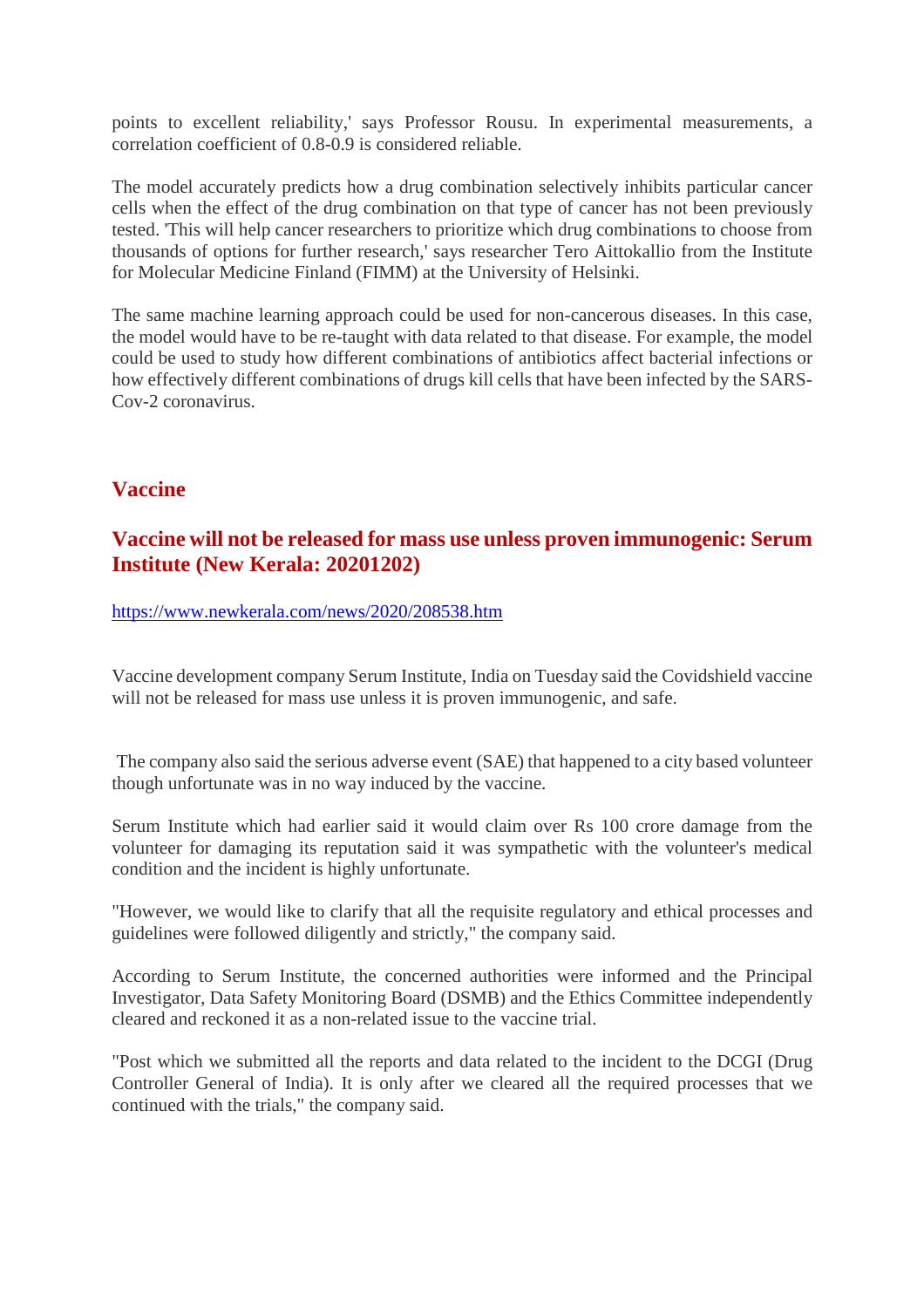points to excellent reliability,' says Professor Rousu. In experimental measurements, a correlation coefficient of 0.8-0.9 is considered reliable.

The model accurately predicts how a drug combination selectively inhibits particular cancer cells when the effect of the drug combination on that type of cancer has not been previously tested. 'This will help cancer researchers to prioritize which drug combinations to choose from thousands of options for further research,' says researcher Tero Aittokallio from the Institute for Molecular Medicine Finland (FIMM) at the University of Helsinki.

The same machine learning approach could be used for non-cancerous diseases. In this case, the model would have to be re-taught with data related to that disease. For example, the model could be used to study how different combinations of antibiotics affect bacterial infections or how effectively different combinations of drugs kill cells that have been infected by the SARS-Cov-2 coronavirus.

## Vaccine

### Vaccine will not be released for mass use unless proven immunogenic: Serum Institute (New Kerala: 20201202)

https://www.newkerala.com/news/2020/208538.htm

Vaccine development company Serum Institute, India on Tuesday said the Covidshield vaccine will not be released for mass use unless it is proven immunogenic, and safe.

The company also said the serious adverse event (SAE) that happened to a city based volunteer though unfortunate was in no way induced by the vaccine.

Serum Institute which had earlier said it would claim over Rs 100 crore damage from the volunteer for damaging its reputation said it was sympathetic with the volunteer's medical condition and the incident is highly unfortunate.

"However, we would like to clarify that all the requisite regulatory and ethical processes and guidelines were followed diligently and strictly," the company said.

According to Serum Institute, the concerned authorities were informed and the Principal Investigator, Data Safety Monitoring Board (DSMB) and the Ethics Committee independently cleared and reckoned it as a non-related issue to the vaccine trial.

"Post which we submitted all the reports and data related to the incident to the DCGI (Drug Controller General of India). It is only after we cleared all the required processes that we continued with the trials," the company said.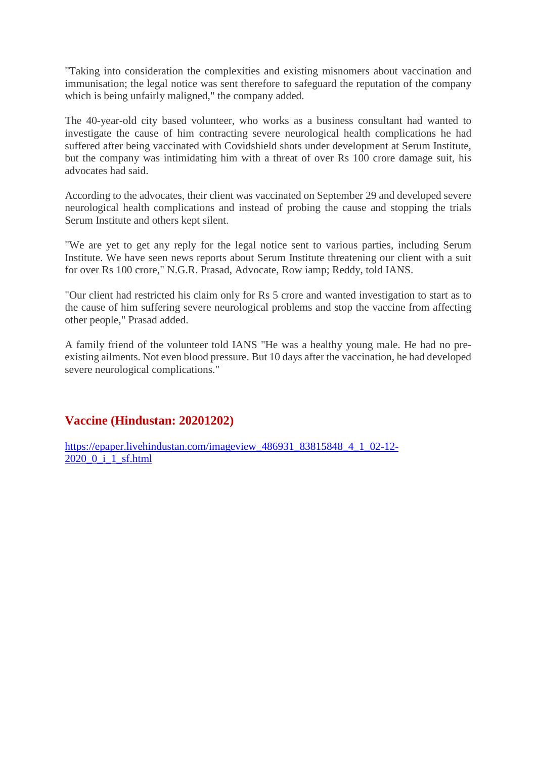"Taking into consideration the complexities and existing misnomers about vaccination and immunisation; the legal notice was sent therefore to safeguard the reputation of the company which is being unfairly maligned," the company added.

The 40-year-old city based volunteer, who works as a business consultant had wanted to investigate the cause of him contracting severe neurological health complications he had suffered after being vaccinated with Covidshield shots under development at Serum Institute, but the company was intimidating him with a threat of over Rs 100 crore damage suit, his advocates had said.

According to the advocates, their client was vaccinated on September 29 and developed severe neurological health complications and instead of probing the cause and stopping the trials Serum Institute and others kept silent.

"We are yet to get any reply for the legal notice sent to various parties, including Serum Institute. We have seen news reports about Serum Institute threatening our client with a suit for over Rs 100 crore," N.G.R. Prasad, Advocate, Row iamp; Reddy, told IANS.

"Our client had restricted his claim only for Rs 5 crore and wanted investigation to start as to the cause of him suffering severe neurological problems and stop the vaccine from affecting other people," Prasad added.

A family friend of the volunteer told IANS "He was a healthy young male. He had no pre-existing ailments. Not even blood pressure. But 10 days after the vaccination, he had developed severe neurological complications."

## Vaccine (Hindustan: 20201202)

https://epaper.livehindustan.com/imageview_486931_83815848_4_1_02-12-2020_0_i_1_sf.html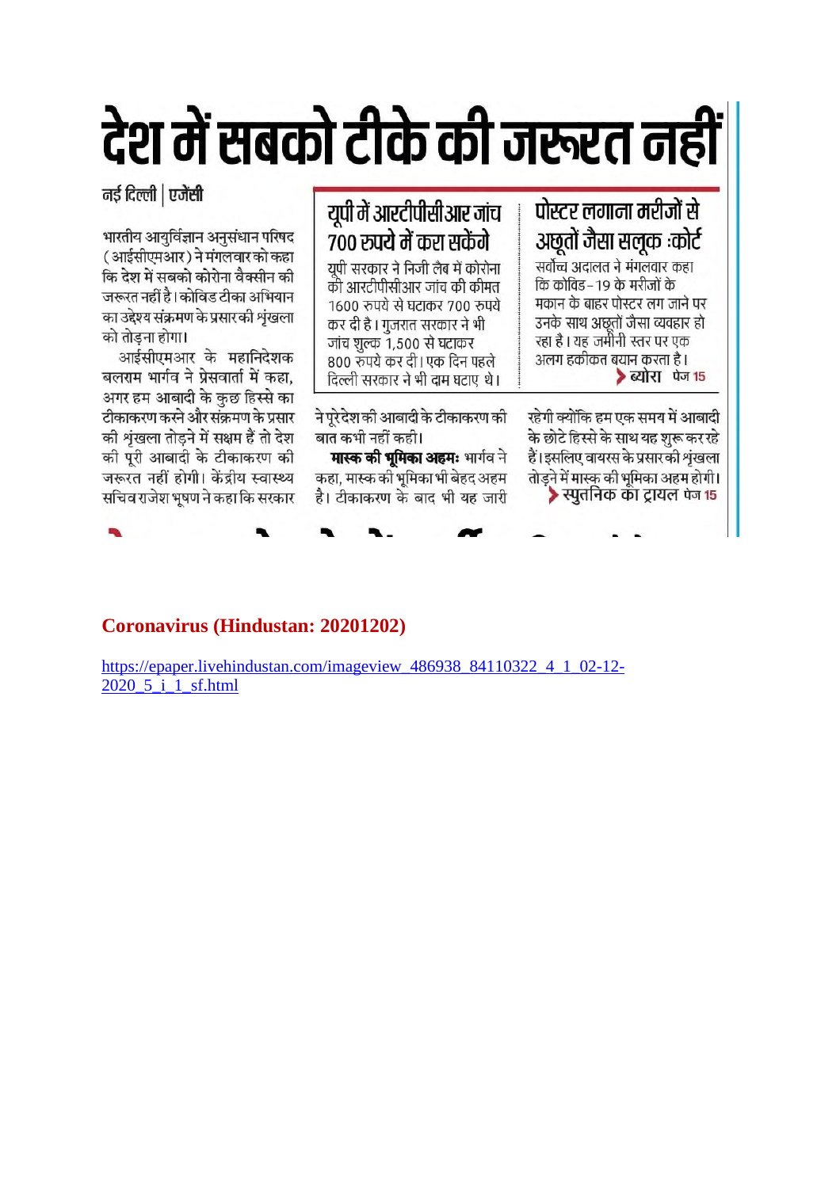# देश में सबको टीके की जरूरत नहीं

नई दिल्ली | एजेंसी

भारतीय आयुर्विज्ञान अनुसंधान परिषद (आईसीएमआर) ने मंगलवार को कहा कि देश में सबको कोरोना वैक्सीन की जरूरत नहीं है। कोविड टीका अभियान का उद्देश्य संक्रमण के प्रसार की शृंखला को तोड़ना होगा।

आईसीएमआर के महानिदेशक बलराम भार्गव ने प्रेसवार्ता में कहा, अगर हम आबादी के कुछ हिस्से का टीकाकरण करने और संक्रमण के प्रसार की शृंखला तोड़ने में सक्षम हैं तो देश की पूरी आबादी के टीकाकरण की जरूरत नहीं होगी। केंद्रीय स्वास्थ्य सचिव राजेश भूषण ने कहा कि सरकार ने पूरे देश की आबादी के टीकाकरण की बात कभी नहीं कही।

**मास्क की भूमिका अहम:** भार्गव ने कहा, मास्क की भूमिका भी बेहद अहम है। टीकाकरण के बाद भी यह जारी रहेगी क्योंकि हम एक समय में आबादी के छोटे हिस्से के साथ यह शुरू कर रहे हैं। इसलिए वायरस के प्रसार की शृंखला तोड़ने में मास्क की भूमिका अहम होगी।

> स्पुतनिक का ट्रायल पेज 15

## यूपी में आरटीपीसीआर जांच 700 रुपये में करा सकेंगे

यूपी सरकार ने निजी लैब में कोरोना की आरटीपीसीआर जांच की कीमत 1600 रुपये से घटाकर 700 रुपये कर दी है। गुजरात सरकार ने भी जांच शुल्क 1,500 से घटाकर 800 रुपये कर दी। एक दिन पहले दिल्ली सरकार ने भी दाम घटाए थे।

## पोस्टर लगाना मरीजों से अछूतों जैसा सलूक :कोर्ट

सर्वोच्च अदालत ने मंगलवार कहा कि कोविड-19 के मरीजों के मकान के बाहर पोस्टर लग जाने पर उनके साथ अछूतों जैसा व्यवहार हो रहा है। यह जमीनी स्तर पर एक अलग हकीकत बयान करता है।

> ब्योरा पेज 15

**Coronavirus (Hindustan: 20201202)**

https://epaper.livehindustan.com/imageview_486938_84110322_4_1_02-12-2020_5_i_1_sf.html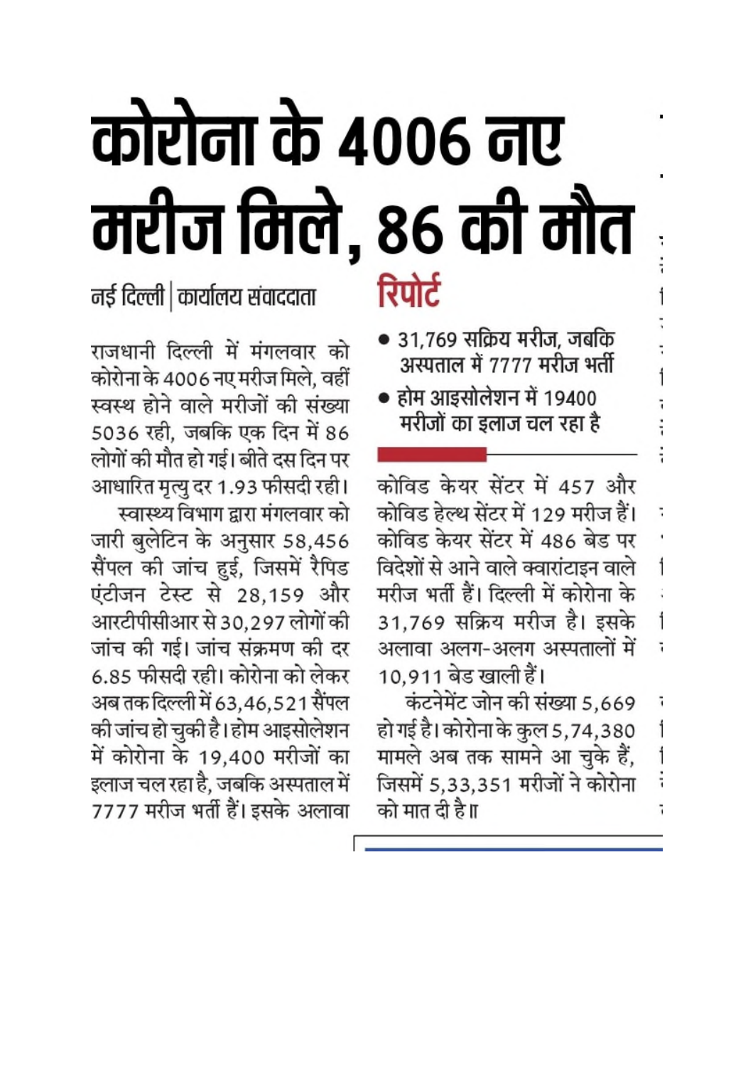# कोरोना के 4006 नए मरीज मिले, 86 की मौत

नई दिल्ली | कार्यालय संवाददाता

राजधानी दिल्ली में मंगलवार को कोरोना के 4006 नए मरीज मिले, वहीं स्वस्थ होने वाले मरीजों की संख्या 5036 रही, जबकि एक दिन में 86 लोगों की मौत हो गई। बीते दस दिन पर आधारित मृत्यु दर 1.93 फीसदी रही।

स्वास्थ्य विभाग द्वारा मंगलवार को जारी बुलेटिन के अनुसार 58,456 सैंपल की जांच हुई, जिसमें रैपिड एंटीजन टेस्ट से 28,159 और आरटीपीसीआर से 30,297 लोगों की जांच की गई। जांच संक्रमण की दर 6.85 फीसदी रही। कोरोना को लेकर अब तक दिल्ली में 63,46,521 सैंपल की जांच हो चुकी है। होम आइसोलेशन में कोरोना के 19,400 मरीजों का इलाज चल रहा है, जबकि अस्पताल में 7777 मरीज भर्ती हैं। इसके अलावा कोविड केयर सेंटर में 457 और कोविड हेल्थ सेंटर में 129 मरीज हैं। कोविड केयर सेंटर में 486 बेड पर विदेशों से आने वाले क्वारांटाइन वाले मरीज भर्ती हैं। दिल्ली में कोरोना के 31,769 सक्रिय मरीज है। इसके अलावा अलग-अलग अस्पतालों में 10,911 बेड खाली हैं।

कंटनेमेंट जोन की संख्या 5,669 हो गई है। कोरोना के कुल 5,74,380 मामले अब तक सामने आ चुके हैं, जिसमें 5,33,351 मरीजों ने कोरोना को मात दी है॥

## रिपोर्ट

- 31,769 सक्रिय मरीज, जबकि अस्पताल में 7777 मरीज भर्ती
- होम आइसोलेशन में 19400 मरीजों का इलाज चल रहा है